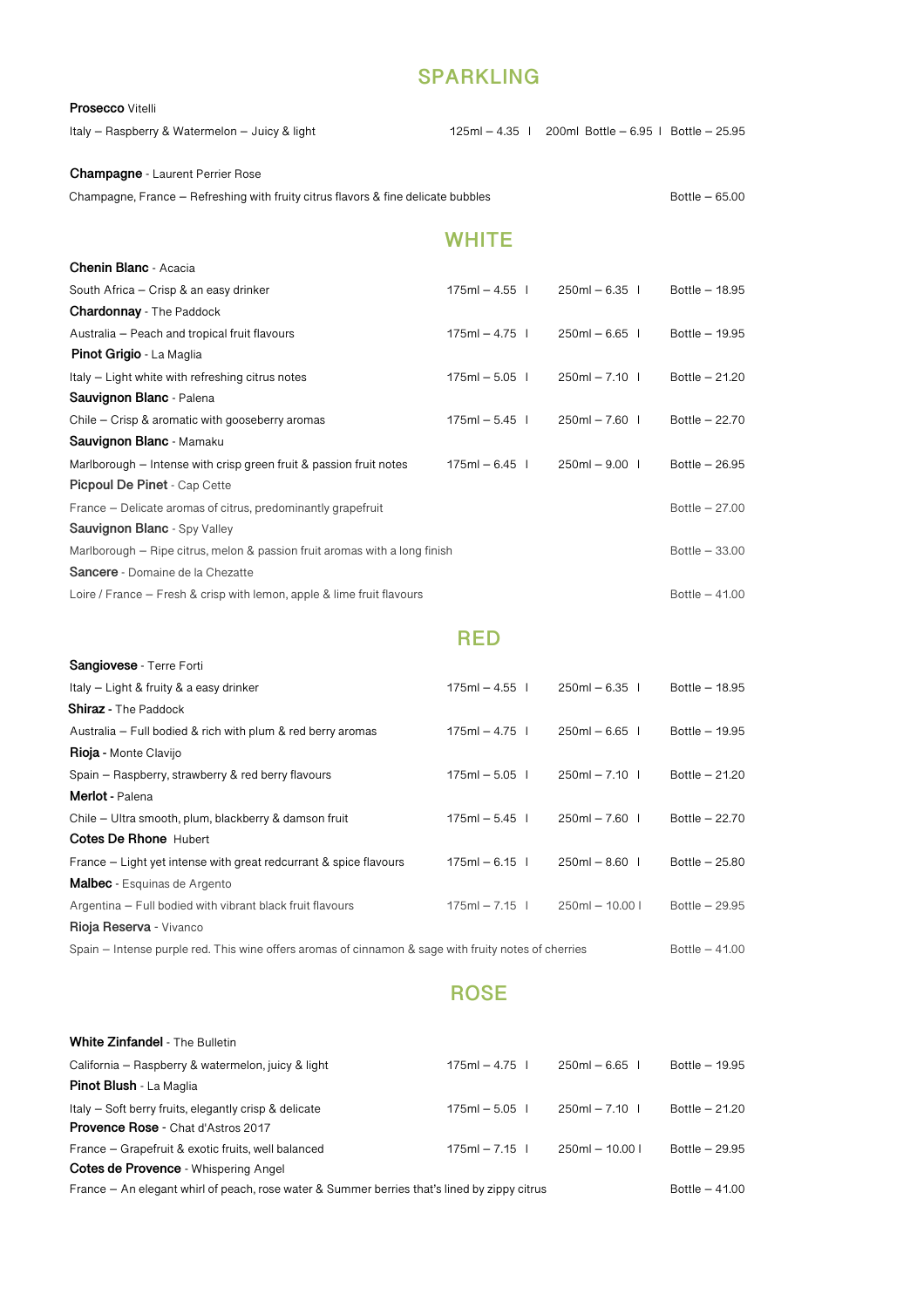## SPARKLING

**Prosecco** Vitelli
Italy – Raspberry & Watermelon – Juicy & light — 125ml – 4.35 | 200ml Bottle – 6.95 | Bottle – 25.95

**Champagne** - Laurent Perrier Rose
Champagne, France – Refreshing with fruity citrus flavors & fine delicate bubbles — Bottle – 65.00

## WHITE

| Wine | 175ml | 250ml | Bottle |
|---|---|---|---|
| **Chenin Blanc** - Acacia<br>South Africa – Crisp & an easy drinker | 175ml – 4.55 | 250ml – 6.35 | Bottle – 18.95 |
| **Chardonnay** - The Paddock<br>Australia – Peach and tropical fruit flavours | 175ml – 4.75 | 250ml – 6.65 | Bottle – 19.95 |
| **Pinot Grigio** - La Maglia<br>Italy – Light white with refreshing citrus notes | 175ml – 5.05 | 250ml – 7.10 | Bottle – 21.20 |
| **Sauvignon Blanc** - Palena<br>Chile – Crisp & aromatic with gooseberry aromas | 175ml – 5.45 | 250ml – 7.60 | Bottle – 22.70 |
| **Sauvignon Blanc** - Mamaku<br>Marlborough – Intense with crisp green fruit & passion fruit notes | 175ml – 6.45 | 250ml – 9.00 | Bottle – 26.95 |
| **Picpoul De Pinet** - Cap Cette<br>France – Delicate aromas of citrus, predominantly grapefruit | | | Bottle – 27.00 |
| **Sauvignon Blanc** - Spy Valley<br>Marlborough – Ripe citrus, melon & passion fruit aromas with a long finish | | | Bottle – 33.00 |
| **Sancere** - Domaine de la Chezatte<br>Loire / France – Fresh & crisp with lemon, apple & lime fruit flavours | | | Bottle – 41.00 |

## RED

| Wine | 175ml | 250ml | Bottle |
|---|---|---|---|
| **Sangiovese** - Terre Forti<br>Italy – Light & fruity & a easy drinker | 175ml – 4.55 | 250ml – 6.35 | Bottle – 18.95 |
| **Shiraz** - The Paddock<br>Australia – Full bodied & rich with plum & red berry aromas | 175ml – 4.75 | 250ml – 6.65 | Bottle – 19.95 |
| **Rioja** - Monte Clavijo<br>Spain – Raspberry, strawberry & red berry flavours | 175ml – 5.05 | 250ml – 7.10 | Bottle – 21.20 |
| **Merlot** - Palena<br>Chile – Ultra smooth, plum, blackberry & damson fruit | 175ml – 5.45 | 250ml – 7.60 | Bottle – 22.70 |
| **Cotes De Rhone** Hubert<br>France – Light yet intense with great redcurrant & spice flavours | 175ml – 6.15 | 250ml – 8.60 | Bottle – 25.80 |
| **Malbec** - Esquinas de Argento<br>Argentina – Full bodied with vibrant black fruit flavours | 175ml – 7.15 | 250ml – 10.00 | Bottle – 29.95 |
| **Rioja Reserva** - Vivanco<br>Spain – Intense purple red. This wine offers aromas of cinnamon & sage with fruity notes of cherries | | | Bottle – 41.00 |

## ROSE

| Wine | 175ml | 250ml | Bottle |
|---|---|---|---|
| **White Zinfandel** - The Bulletin<br>California – Raspberry & watermelon, juicy & light | 175ml – 4.75 | 250ml – 6.65 | Bottle – 19.95 |
| **Pinot Blush** - La Maglia<br>Italy – Soft berry fruits, elegantly crisp & delicate | 175ml – 5.05 | 250ml – 7.10 | Bottle – 21.20 |
| **Provence Rose** - Chat d'Astros 2017<br>France – Grapefruit & exotic fruits, well balanced | 175ml – 7.15 | 250ml – 10.00 | Bottle – 29.95 |
| **Cotes de Provence** - Whispering Angel<br>France – An elegant whirl of peach, rose water & Summer berries that's lined by zippy citrus | | | Bottle – 41.00 |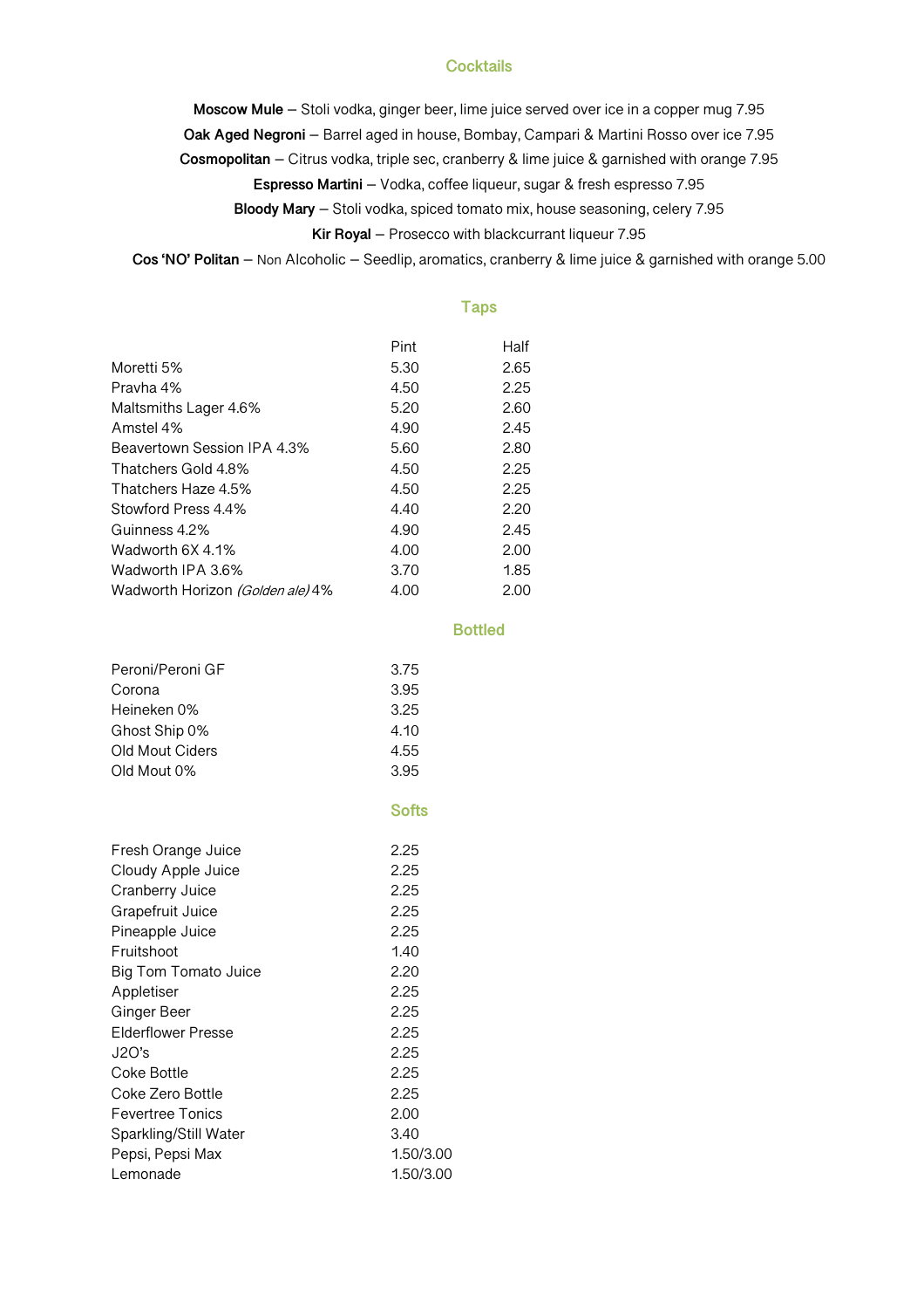## Cocktails

**Moscow Mule** – Stoli vodka, ginger beer, lime juice served over ice in a copper mug 7.95

**Oak Aged Negroni** – Barrel aged in house, Bombay, Campari & Martini Rosso over ice 7.95

**Cosmopolitan** – Citrus vodka, triple sec, cranberry & lime juice & garnished with orange 7.95

**Espresso Martini** – Vodka, coffee liqueur, sugar & fresh espresso 7.95

**Bloody Mary** – Stoli vodka, spiced tomato mix, house seasoning, celery 7.95

**Kir Royal** – Prosecco with blackcurrant liqueur 7.95

**Cos 'NO' Politan** – Non Alcoholic – Seedlip, aromatics, cranberry & lime juice & garnished with orange 5.00

## Taps

| | Pint | Half |
|---|---|---|
| Moretti 5% | 5.30 | 2.65 |
| Pravha 4% | 4.50 | 2.25 |
| Maltsmiths Lager 4.6% | 5.20 | 2.60 |
| Amstel 4% | 4.90 | 2.45 |
| Beavertown Session IPA 4.3% | 5.60 | 2.80 |
| Thatchers Gold 4.8% | 4.50 | 2.25 |
| Thatchers Haze 4.5% | 4.50 | 2.25 |
| Stowford Press 4.4% | 4.40 | 2.20 |
| Guinness 4.2% | 4.90 | 2.45 |
| Wadworth 6X 4.1% | 4.00 | 2.00 |
| Wadworth IPA 3.6% | 3.70 | 1.85 |
| Wadworth Horizon *(Golden ale)* 4% | 4.00 | 2.00 |

## Bottled

| | |
|---|---|
| Peroni/Peroni GF | 3.75 |
| Corona | 3.95 |
| Heineken 0% | 3.25 |
| Ghost Ship 0% | 4.10 |
| Old Mout Ciders | 4.55 |
| Old Mout 0% | 3.95 |

## Softs

| | |
|---|---|
| Fresh Orange Juice | 2.25 |
| Cloudy Apple Juice | 2.25 |
| Cranberry Juice | 2.25 |
| Grapefruit Juice | 2.25 |
| Pineapple Juice | 2.25 |
| Fruitshoot | 1.40 |
| Big Tom Tomato Juice | 2.20 |
| Appletiser | 2.25 |
| Ginger Beer | 2.25 |
| Elderflower Presse | 2.25 |
| J2O's | 2.25 |
| Coke Bottle | 2.25 |
| Coke Zero Bottle | 2.25 |
| Fevertree Tonics | 2.00 |
| Sparkling/Still Water | 3.40 |
| Pepsi, Pepsi Max | 1.50/3.00 |
| Lemonade | 1.50/3.00 |